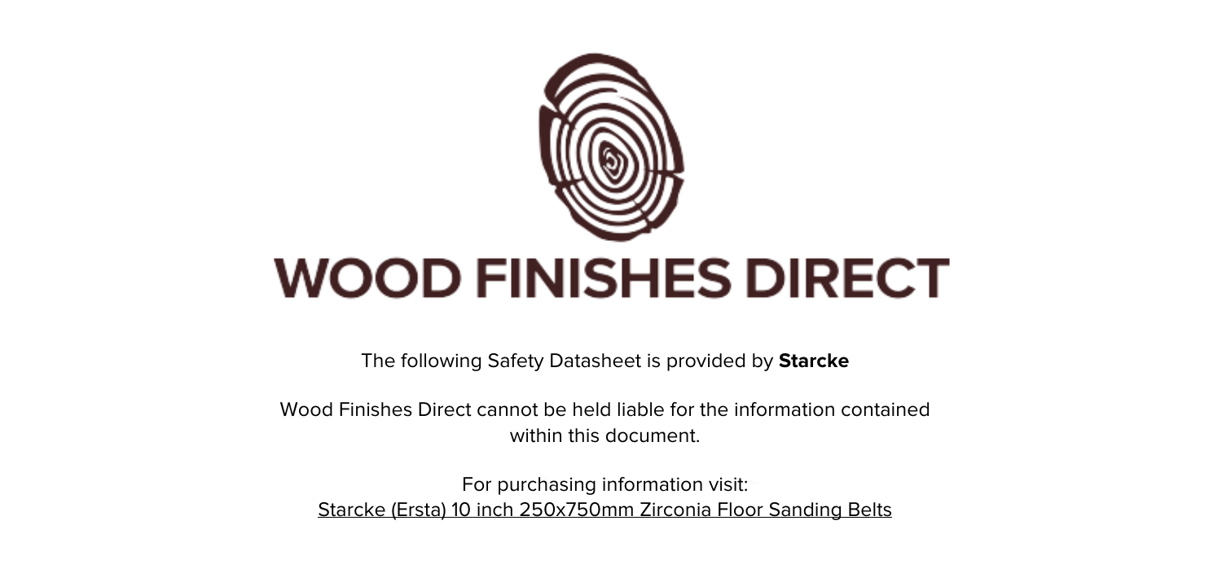# WOOD FINISHES DIRECT

The following Safety Datasheet is provided by **Starcke**

Wood Finishes Direct cannot be held liable for the information contained within this document.

For purchasing information visit:
Starcke (Ersta) 10 inch 250x750mm Zirconia Floor Sanding Belts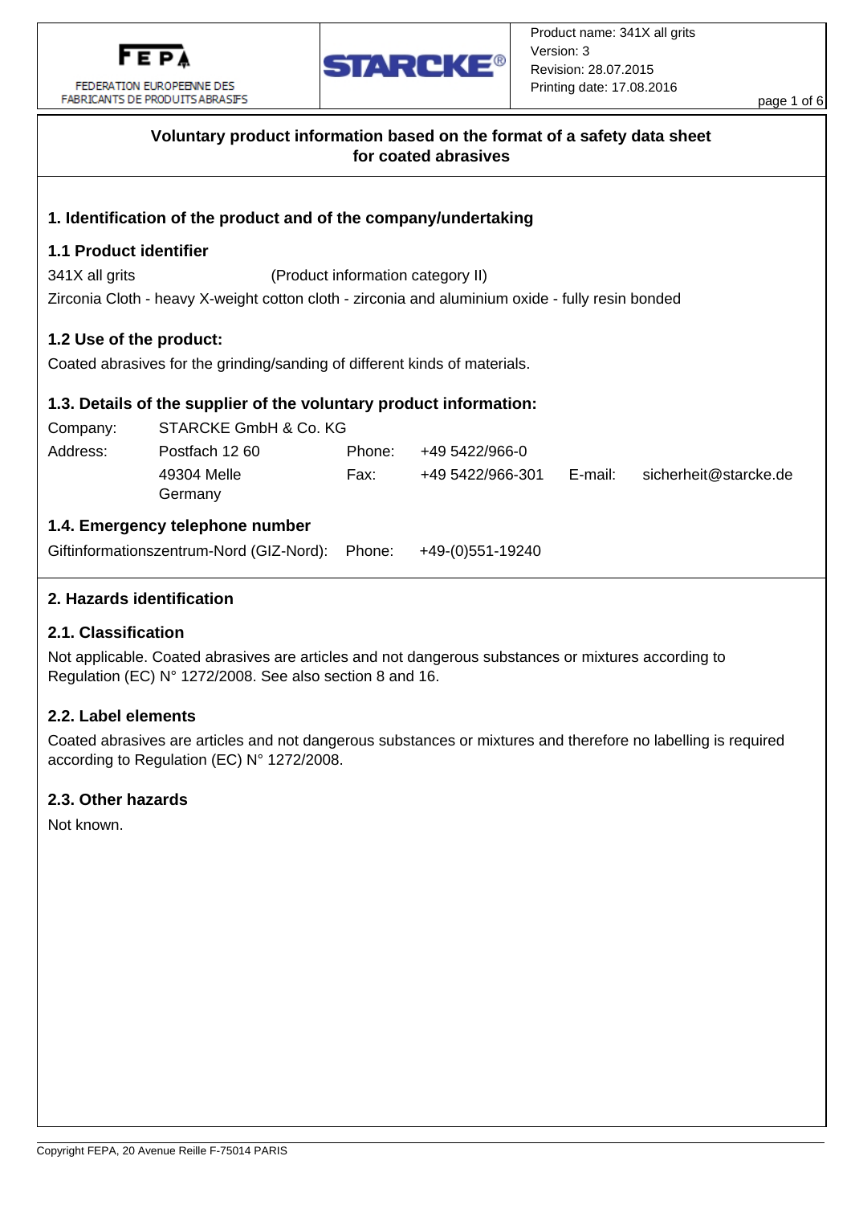## Voluntary product information based on the format of a safety data sheet for coated abrasives

## 1. Identification of the product and of the company/undertaking

### 1.1 Product identifier

341X all grits (Product information category II)

Zirconia Cloth - heavy X-weight cotton cloth - zirconia and aluminium oxide - fully resin bonded

### 1.2 Use of the product:

Coated abrasives for the grinding/sanding of different kinds of materials.

### 1.3. Details of the supplier of the voluntary product information:

| | | | | | |
|---|---|---|---|---|---|
| Company: | STARCKE GmbH & Co. KG | | | | |
| Address: | Postfach 12 60 | Phone: | +49 5422/966-0 | | |
| | 49304 Melle<br>Germany | Fax: | +49 5422/966-301 | E-mail: | sicherheit@starcke.de |

### 1.4. Emergency telephone number

Giftinformationszentrum-Nord (GIZ-Nord): Phone: +49-(0)551-19240

## 2. Hazards identification

### 2.1. Classification

Not applicable. Coated abrasives are articles and not dangerous substances or mixtures according to Regulation (EC) N° 1272/2008. See also section 8 and 16.

### 2.2. Label elements

Coated abrasives are articles and not dangerous substances or mixtures and therefore no labelling is required according to Regulation (EC) N° 1272/2008.

### 2.3. Other hazards

Not known.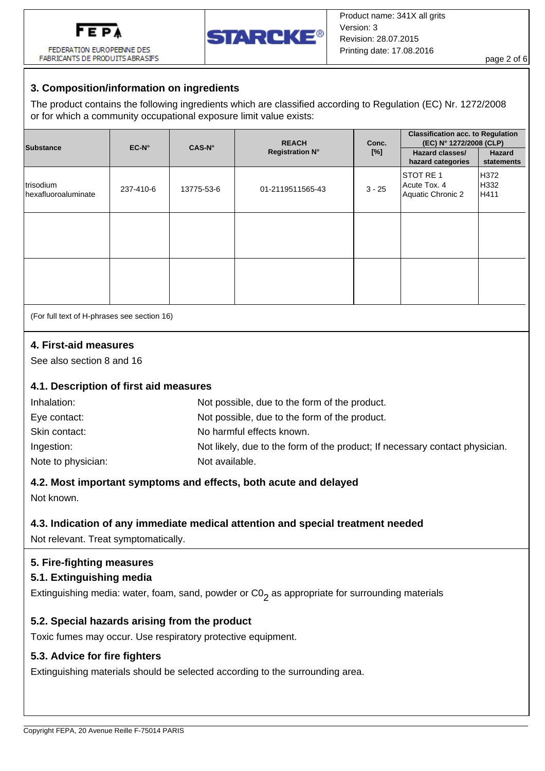## 3. Composition/information on ingredients

The product contains the following ingredients which are classified according to Regulation (EC) Nr. 1272/2008 or for which a community occupational exposure limit value exists:

| Substance | EC-N° | CAS-N° | REACH Registration N° | Conc. [%] | Classification acc. to Regulation (EC) N° 1272/2008 (CLP) | |
|---|---|---|---|---|---|---|
| | | | | | Hazard classes/ hazard categories | Hazard statements |
| trisodium hexafluoroaluminate | 237-410-6 | 13775-53-6 | 01-2119511565-43 | 3 - 25 | STOT RE 1<br>Acute Tox. 4<br>Aquatic Chronic 2 | H372<br>H332<br>H411 |
| | | | | | | |
| | | | | | | |

(For full text of H-phrases see section 16)

## 4. First-aid measures

See also section 8 and 16

### 4.1. Description of first aid measures

Inhalation: Not possible, due to the form of the product.

Eye contact: Not possible, due to the form of the product.

Skin contact: No harmful effects known.

Ingestion: Not likely, due to the form of the product; If necessary contact physician.

Note to physician: Not available.

### 4.2. Most important symptoms and effects, both acute and delayed

Not known.

### 4.3. Indication of any immediate medical attention and special treatment needed

Not relevant. Treat symptomatically.

## 5. Fire-fighting measures

### 5.1. Extinguishing media

Extinguishing media: water, foam, sand, powder or $C0_2$ as appropriate for surrounding materials

### 5.2. Special hazards arising from the product

Toxic fumes may occur. Use respiratory protective equipment.

### 5.3. Advice for fire fighters

Extinguishing materials should be selected according to the surrounding area.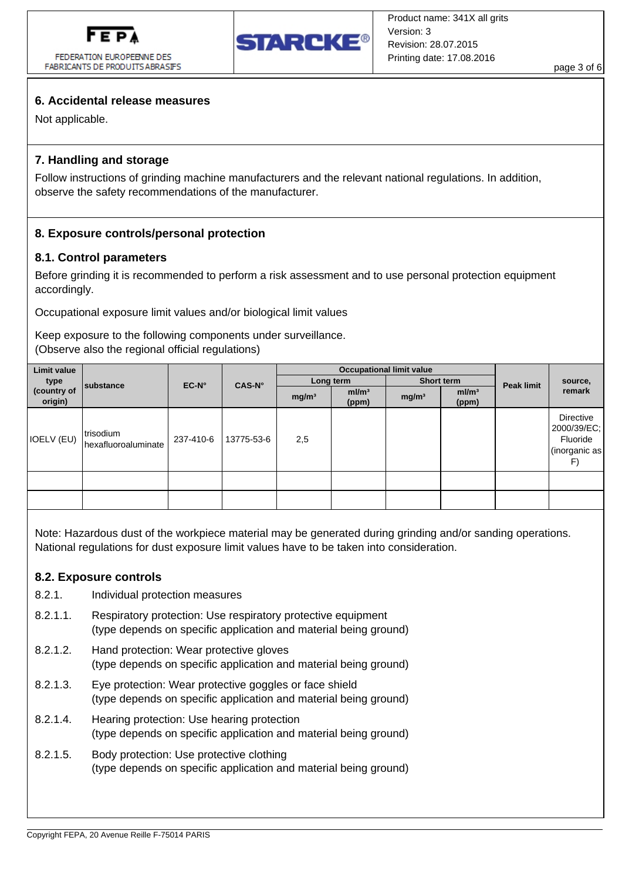## 6. Accidental release measures

Not applicable.

## 7. Handling and storage

Follow instructions of grinding machine manufacturers and the relevant national regulations. In addition, observe the safety recommendations of the manufacturer.

## 8. Exposure controls/personal protection

### 8.1. Control parameters

Before grinding it is recommended to perform a risk assessment and to use personal protection equipment accordingly.

Occupational exposure limit values and/or biological limit values

Keep exposure to the following components under surveillance.
(Observe also the regional official regulations)

| Limit value type (country of origin) | substance | EC-N° | CAS-N° | Occupational limit value | | | | Peak limit | source, remark |
|---|---|---|---|---|---|---|---|---|---|
| | | | | Long term | | Short term | | | |
| | | | | mg/m³ | ml/m³ (ppm) | mg/m³ | ml/m³ (ppm) | | |
| IOELV (EU) | trisodium hexafluoroaluminate | 237-410-6 | 13775-53-6 | 2,5 | | | | | Directive 2000/39/EC; Fluoride (inorganic as F) |
| | | | | | | | | | |
| | | | | | | | | | |

Note: Hazardous dust of the workpiece material may be generated during grinding and/or sanding operations. National regulations for dust exposure limit values have to be taken into consideration.

### 8.2. Exposure controls

8.2.1. Individual protection measures

8.2.1.1. Respiratory protection: Use respiratory protective equipment (type depends on specific application and material being ground)

8.2.1.2. Hand protection: Wear protective gloves (type depends on specific application and material being ground)

8.2.1.3. Eye protection: Wear protective goggles or face shield (type depends on specific application and material being ground)

8.2.1.4. Hearing protection: Use hearing protection (type depends on specific application and material being ground)

8.2.1.5. Body protection: Use protective clothing (type depends on specific application and material being ground)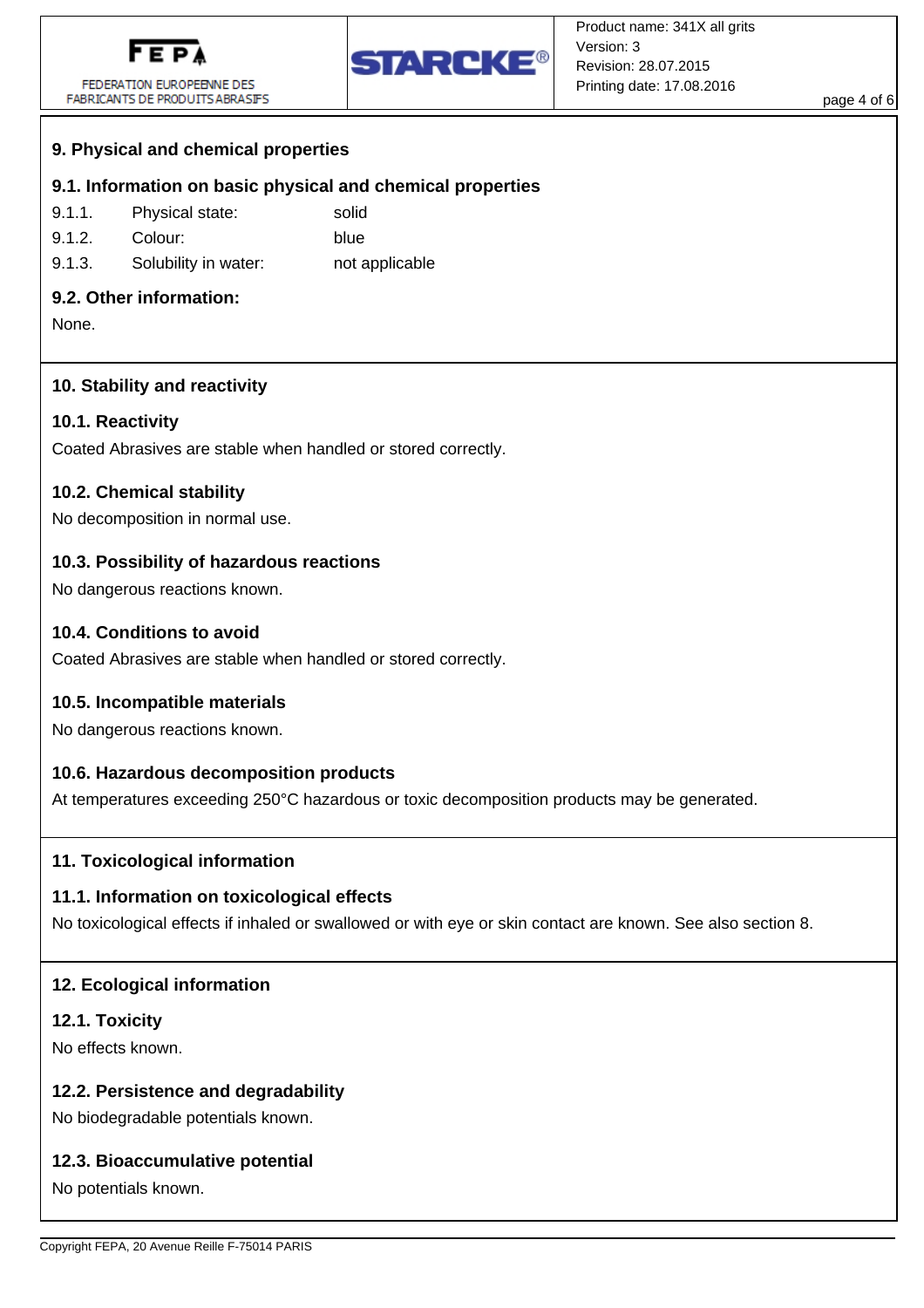## 9. Physical and chemical properties

### 9.1. Information on basic physical and chemical properties

| | | |
|---|---|---|
| 9.1.1. | Physical state: | solid |
| 9.1.2. | Colour: | blue |
| 9.1.3. | Solubility in water: | not applicable |

### 9.2. Other information:

None.

## 10. Stability and reactivity

### 10.1. Reactivity

Coated Abrasives are stable when handled or stored correctly.

### 10.2. Chemical stability

No decomposition in normal use.

### 10.3. Possibility of hazardous reactions

No dangerous reactions known.

### 10.4. Conditions to avoid

Coated Abrasives are stable when handled or stored correctly.

### 10.5. Incompatible materials

No dangerous reactions known.

### 10.6. Hazardous decomposition products

At temperatures exceeding 250°C hazardous or toxic decomposition products may be generated.

## 11. Toxicological information

### 11.1. Information on toxicological effects

No toxicological effects if inhaled or swallowed or with eye or skin contact are known. See also section 8.

## 12. Ecological information

### 12.1. Toxicity

No effects known.

### 12.2. Persistence and degradability

No biodegradable potentials known.

### 12.3. Bioaccumulative potential

No potentials known.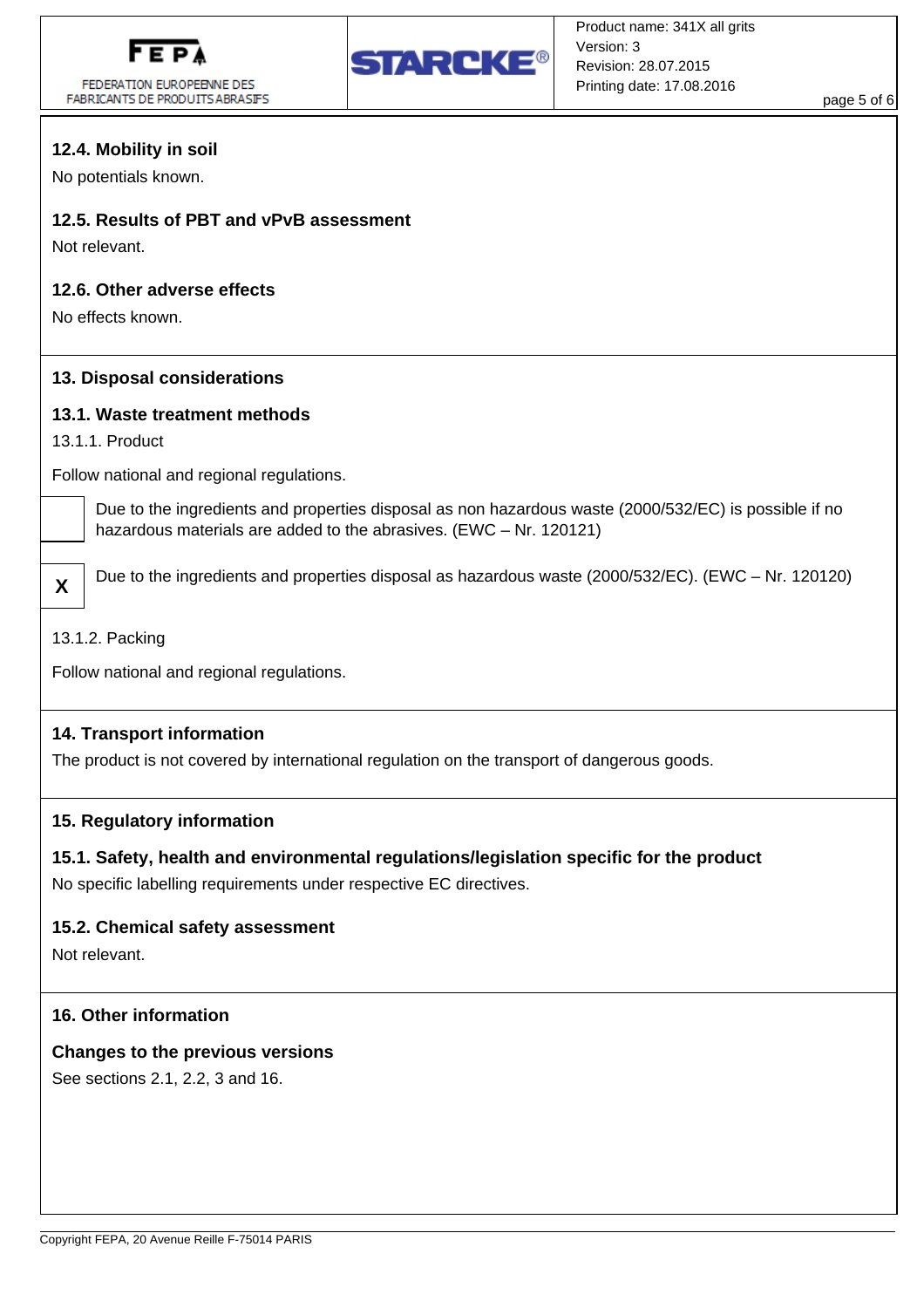### 12.4. Mobility in soil

No potentials known.

### 12.5. Results of PBT and vPvB assessment

Not relevant.

### 12.6. Other adverse effects

No effects known.

## 13. Disposal considerations

### 13.1. Waste treatment methods

13.1.1. Product

Follow national and regional regulations.

| | |
|---|---|
| | Due to the ingredients and properties disposal as non hazardous waste (2000/532/EC) is possible if no hazardous materials are added to the abrasives. (EWC – Nr. 120121) |
| **X** | Due to the ingredients and properties disposal as hazardous waste (2000/532/EC). (EWC – Nr. 120120) |

13.1.2. Packing

Follow national and regional regulations.

## 14. Transport information

The product is not covered by international regulation on the transport of dangerous goods.

## 15. Regulatory information

### 15.1. Safety, health and environmental regulations/legislation specific for the product

No specific labelling requirements under respective EC directives.

### 15.2. Chemical safety assessment

Not relevant.

## 16. Other information

### Changes to the previous versions

See sections 2.1, 2.2, 3 and 16.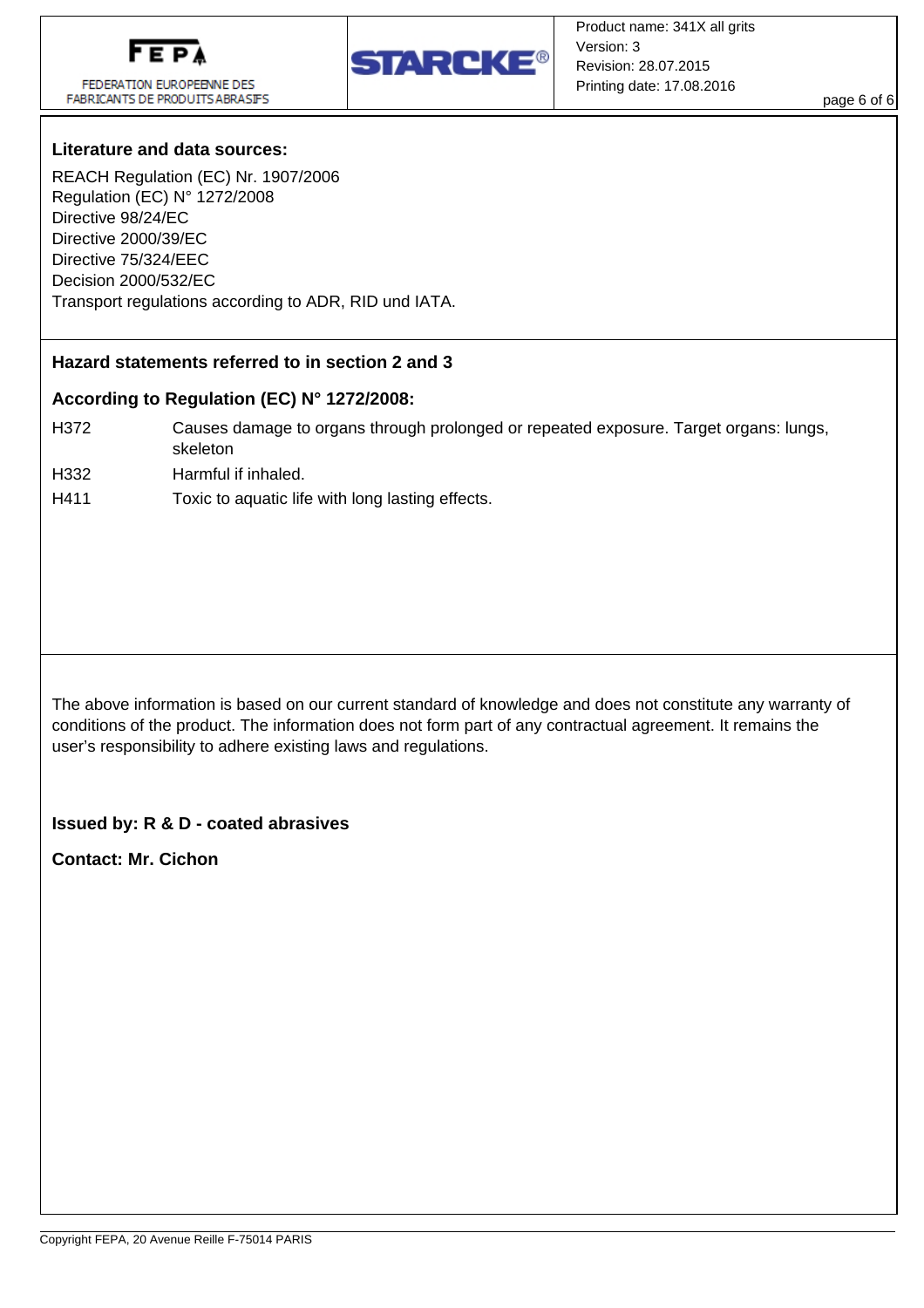**Literature and data sources:**

REACH Regulation (EC) Nr. 1907/2006
Regulation (EC) N° 1272/2008
Directive 98/24/EC
Directive 2000/39/EC
Directive 75/324/EEC
Decision 2000/532/EC
Transport regulations according to ADR, RID und IATA.

**Hazard statements referred to in section 2 and 3**

**According to Regulation (EC) N° 1272/2008:**

| | |
|---|---|
| H372 | Causes damage to organs through prolonged or repeated exposure. Target organs: lungs, skeleton |
| H332 | Harmful if inhaled. |
| H411 | Toxic to aquatic life with long lasting effects. |

The above information is based on our current standard of knowledge and does not constitute any warranty of conditions of the product. The information does not form part of any contractual agreement. It remains the user's responsibility to adhere existing laws and regulations.

**Issued by: R & D - coated abrasives**

**Contact: Mr. Cichon**